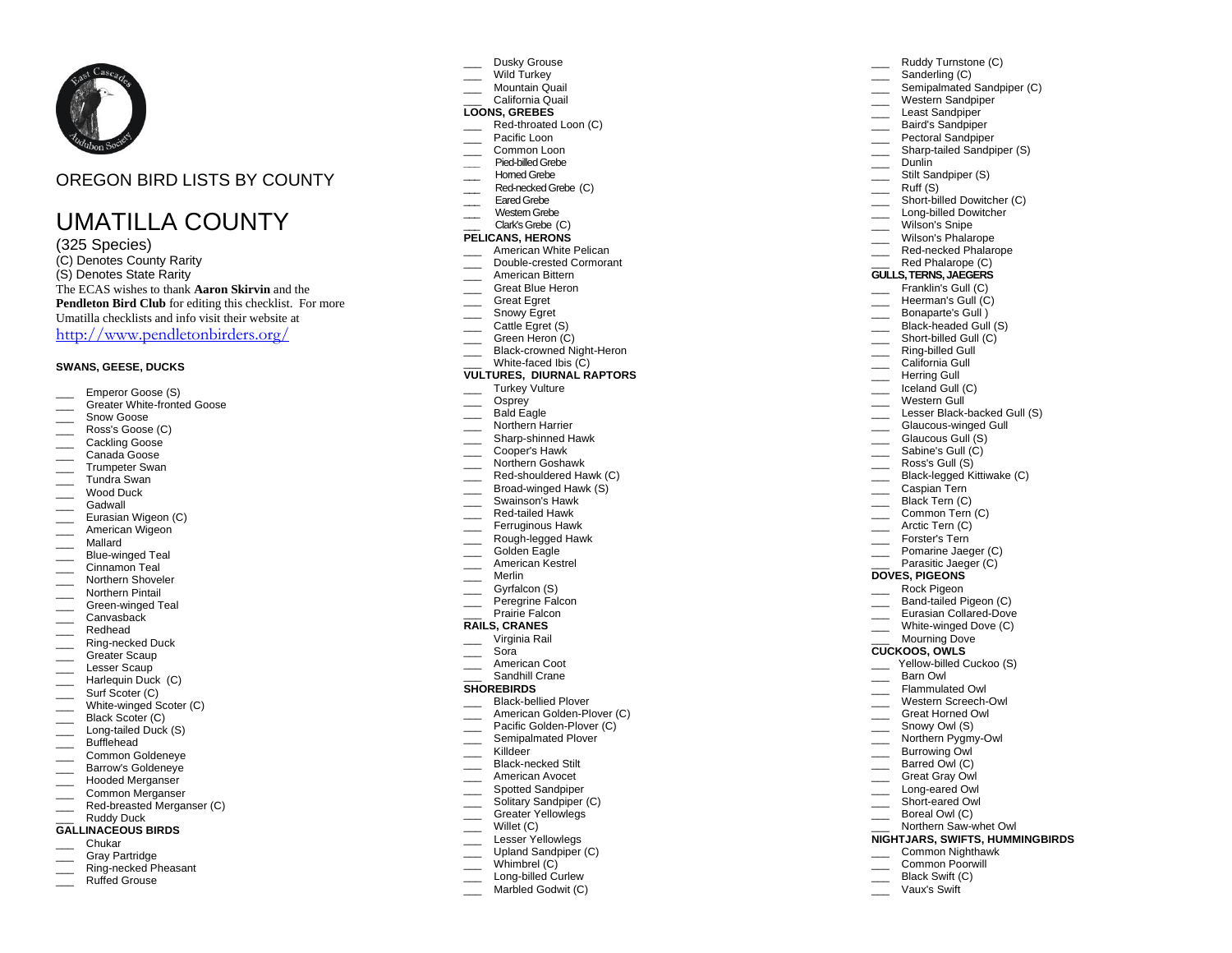# OREGON BIRD LISTS BY COUNTY

# UMATILLA COUNTY

(325 Species)
(C) Denotes County Rarity
(S) Denotes State Rarity

The ECAS wishes to thank **Aaron Skirvin** and the **Pendleton Bird Club** for editing this checklist. For more Umatilla checklists and info visit their website at http://www.pendletonbirders.org/

**SWANS, GEESE, DUCKS**

___ Emperor Goose (S)
___ Greater White-fronted Goose
___ Snow Goose
___ Ross's Goose (C)
___ Cackling Goose
___ Canada Goose
___ Trumpeter Swan
___ Tundra Swan
___ Wood Duck
___ Gadwall
___ Eurasian Wigeon (C)
___ American Wigeon
___ Mallard
___ Blue-winged Teal
___ Cinnamon Teal
___ Northern Shoveler
___ Northern Pintail
___ Green-winged Teal
___ Canvasback
___ Redhead
___ Ring-necked Duck
___ Greater Scaup
___ Lesser Scaup
___ Harlequin Duck (C)
___ Surf Scoter (C)
___ White-winged Scoter (C)
___ Black Scoter (C)
___ Long-tailed Duck (S)
___ Bufflehead
___ Common Goldeneye
___ Barrow's Goldeneye
___ Hooded Merganser
___ Common Merganser
___ Red-breasted Merganser (C)
___ Ruddy Duck

**GALLINACEOUS BIRDS**

___ Chukar
___ Gray Partridge
___ Ring-necked Pheasant
___ Ruffed Grouse
___ Dusky Grouse
___ Wild Turkey
___ Mountain Quail
___ California Quail

**LOONS, GREBES**

___ Red-throated Loon (C)
___ Pacific Loon
___ Common Loon
___ Pied-billed Grebe
___ Horned Grebe
___ Red-necked Grebe (C)
___ Eared Grebe
___ Western Grebe
___ Clark's Grebe (C)

**PELICANS, HERONS**

___ American White Pelican
___ Double-crested Cormorant
___ American Bittern
___ Great Blue Heron
___ Great Egret
___ Snowy Egret
___ Cattle Egret (S)
___ Green Heron (C)
___ Black-crowned Night-Heron
___ White-faced Ibis (C)

**VULTURES, DIURNAL RAPTORS**

___ Turkey Vulture
___ Osprey
___ Bald Eagle
___ Northern Harrier
___ Sharp-shinned Hawk
___ Cooper's Hawk
___ Northern Goshawk
___ Red-shouldered Hawk (C)
___ Broad-winged Hawk (S)
___ Swainson's Hawk
___ Red-tailed Hawk
___ Ferruginous Hawk
___ Rough-legged Hawk
___ Golden Eagle
___ American Kestrel
___ Merlin
___ Gyrfalcon (S)
___ Peregrine Falcon
___ Prairie Falcon

**RAILS, CRANES**

___ Virginia Rail
___ Sora
___ American Coot
___ Sandhill Crane

**SHOREBIRDS**

___ Black-bellied Plover
___ American Golden-Plover (C)
___ Pacific Golden-Plover (C)
___ Semipalmated Plover
___ Killdeer
___ Black-necked Stilt
___ American Avocet
___ Spotted Sandpiper
___ Solitary Sandpiper (C)
___ Greater Yellowlegs
___ Willet (C)
___ Lesser Yellowlegs
___ Upland Sandpiper (C)
___ Whimbrel (C)
___ Long-billed Curlew
___ Marbled Godwit (C)
___ Ruddy Turnstone (C)
___ Sanderling (C)
___ Semipalmated Sandpiper (C)
___ Western Sandpiper
___ Least Sandpiper
___ Baird's Sandpiper
___ Pectoral Sandpiper
___ Sharp-tailed Sandpiper (S)
___ Dunlin
___ Stilt Sandpiper (S)
___ Ruff (S)
___ Short-billed Dowitcher (C)
___ Long-billed Dowitcher
___ Wilson's Snipe
___ Wilson's Phalarope
___ Red-necked Phalarope
___ Red Phalarope (C)

**GULLS, TERNS, JAEGERS**

___ Franklin's Gull (C)
___ Heerman's Gull (C)
___ Bonaparte's Gull )
___ Black-headed Gull (S)
___ Short-billed Gull (C)
___ Ring-billed Gull
___ California Gull
___ Herring Gull
___ Iceland Gull (C)
___ Western Gull
___ Lesser Black-backed Gull (S)
___ Glaucous-winged Gull
___ Glaucous Gull (S)
___ Sabine's Gull (C)
___ Ross's Gull (S)
___ Black-legged Kittiwake (C)
___ Caspian Tern
___ Black Tern (C)
___ Common Tern (C)
___ Arctic Tern (C)
___ Forster's Tern
___ Pomarine Jaeger (C)
___ Parasitic Jaeger (C)

**DOVES, PIGEONS**

___ Rock Pigeon
___ Band-tailed Pigeon (C)
___ Eurasian Collared-Dove
___ White-winged Dove (C)
___ Mourning Dove

**CUCKOOS, OWLS**

___ Yellow-billed Cuckoo (S)
___ Barn Owl
___ Flammulated Owl
___ Western Screech-Owl
___ Great Horned Owl
___ Snowy Owl (S)
___ Northern Pygmy-Owl
___ Burrowing Owl
___ Barred Owl (C)
___ Great Gray Owl
___ Long-eared Owl
___ Short-eared Owl
___ Boreal Owl (C)
___ Northern Saw-whet Owl

**NIGHTJARS, SWIFTS, HUMMINGBIRDS**

___ Common Nighthawk
___ Common Poorwill
___ Black Swift (C)
___ Vaux's Swift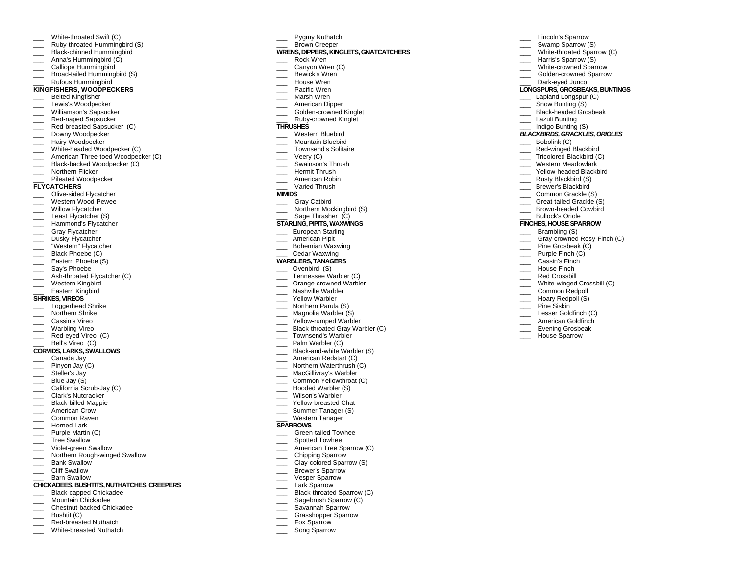___ White-throated Swift (C)
___ Ruby-throated Hummingbird (S)
___ Black-chinned Hummingbird
___ Anna's Hummingbird (C)
___ Calliope Hummingbird
___ Broad-tailed Hummingbird (S)
___ Rufous Hummingbird

**KINGFISHERS, WOODPECKERS**

___ Belted Kingfisher
___ Lewis's Woodpecker
___ Williamson's Sapsucker
___ Red-naped Sapsucker
___ Red-breasted Sapsucker (C)
___ Downy Woodpecker
___ Hairy Woodpecker
___ White-headed Woodpecker (C)
___ American Three-toed Woodpecker (C)
___ Black-backed Woodpecker (C)
___ Northern Flicker
___ Pileated Woodpecker

**FLYCATCHERS**

___ Olive-sided Flycatcher
___ Western Wood-Pewee
___ Willow Flycatcher
___ Least Flycatcher (S)
___ Hammond's Flycatcher
___ Gray Flycatcher
___ Dusky Flycatcher
___ "Western" Flycatcher
___ Black Phoebe (C)
___ Eastern Phoebe (S)
___ Say's Phoebe
___ Ash-throated Flycatcher (C)
___ Western Kingbird
___ Eastern Kingbird

**SHRIKES, VIREOS**

___ Loggerhead Shrike
___ Northern Shrike
___ Cassin's Vireo
___ Warbling Vireo
___ Red-eyed Vireo (C)
___ Bell's Vireo (C)

**CORVIDS, LARKS, SWALLOWS**

___ Canada Jay
___ Pinyon Jay (C)
___ Steller's Jay
___ Blue Jay (S)
___ California Scrub-Jay (C)
___ Clark's Nutcracker
___ Black-billed Magpie
___ American Crow
___ Common Raven
___ Horned Lark
___ Purple Martin (C)
___ Tree Swallow
___ Violet-green Swallow
___ Northern Rough-winged Swallow
___ Bank Swallow
___ Cliff Swallow
___ Barn Swallow

**CHICKADEES, BUSHTITS, NUTHATCHES, CREEPERS**

___ Black-capped Chickadee
___ Mountain Chickadee
___ Chestnut-backed Chickadee
___ Bushtit (C)
___ Red-breasted Nuthatch
___ White-breasted Nuthatch
___ Pygmy Nuthatch
___ Brown Creeper

**WRENS, DIPPERS, KINGLETS, GNATCATCHERS**

___ Rock Wren
___ Canyon Wren (C)
___ Bewick's Wren
___ House Wren
___ Pacific Wren
___ Marsh Wren
___ American Dipper
___ Golden-crowned Kinglet
___ Ruby-crowned Kinglet

**THRUSHES**

___ Western Bluebird
___ Mountain Bluebird
___ Townsend's Solitaire
___ Veery (C)
___ Swainson's Thrush
___ Hermit Thrush
___ American Robin
___ Varied Thrush

**MIMIDS**

___ Gray Catbird
___ Northern Mockingbird (S)
___ Sage Thrasher (C)

**STARLING, PIPITS, WAXWINGS**

___ European Starling
___ American Pipit
___ Bohemian Waxwing
___ Cedar Waxwing

**WARBLERS, TANAGERS**

___ Ovenbird (S)
___ Tennessee Warbler (C)
___ Orange-crowned Warbler
___ Nashville Warbler
___ Yellow Warbler
___ Northern Parula (S)
___ Magnolia Warbler (S)
___ Yellow-rumped Warbler
___ Black-throated Gray Warbler (C)
___ Townsend's Warbler
___ Palm Warbler (C)
___ Black-and-white Warbler (S)
___ American Redstart (C)
___ Northern Waterthrush (C)
___ MacGillivray's Warbler
___ Common Yellowthroat (C)
___ Hooded Warbler (S)
___ Wilson's Warbler
___ Yellow-breasted Chat
___ Summer Tanager (S)
___ Western Tanager

**SPARROWS**

___ Green-tailed Towhee
___ Spotted Towhee
___ American Tree Sparrow (C)
___ Chipping Sparrow
___ Clay-colored Sparrow (S)
___ Brewer's Sparrow
___ Vesper Sparrow
___ Lark Sparrow
___ Black-throated Sparrow (C)
___ Sagebrush Sparrow (C)
___ Savannah Sparrow
___ Grasshopper Sparrow
___ Fox Sparrow
___ Song Sparrow
___ Lincoln's Sparrow
___ Swamp Sparrow (S)
___ White-throated Sparrow (C)
___ Harris's Sparrow (S)
___ White-crowned Sparrow
___ Golden-crowned Sparrow
___ Dark-eyed Junco

**LONGSPURS, GROSBEAKS, BUNTINGS**

___ Lapland Longspur (C)
___ Snow Bunting (S)
___ Black-headed Grosbeak
___ Lazuli Bunting
___ Indigo Bunting (S)

***BLACKBIRDS, GRACKLES, ORIOLES***

___ Bobolink (C)
___ Red-winged Blackbird
___ Tricolored Blackbird (C)
___ Western Meadowlark
___ Yellow-headed Blackbird
___ Rusty Blackbird (S)
___ Brewer's Blackbird
___ Common Grackle (S)
___ Great-tailed Grackle (S)
___ Brown-headed Cowbird
___ Bullock's Oriole

**FINCHES, HOUSE SPARROW**

___ Brambling (S)
___ Gray-crowned Rosy-Finch (C)
___ Pine Grosbeak (C)
___ Purple Finch (C)
___ Cassin's Finch
___ House Finch
___ Red Crossbill
___ White-winged Crossbill (C)
___ Common Redpoll
___ Hoary Redpoll (S)
___ Pine Siskin
___ Lesser Goldfinch (C)
___ American Goldfinch
___ Evening Grosbeak
___ House Sparrow